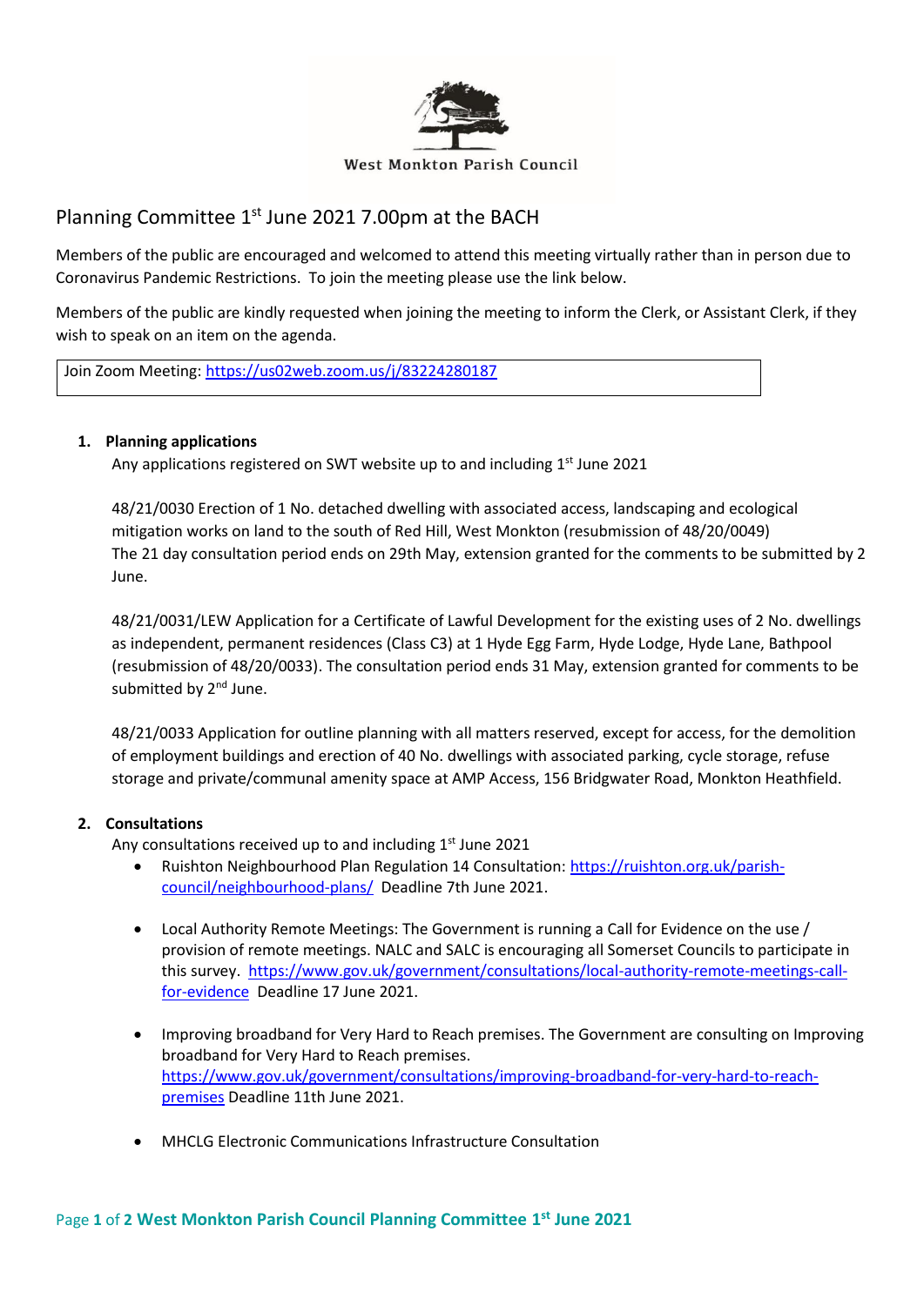West Monkton Parish Council

# Planning Committee 1st June 2021 7.00pm at the BACH

Members of the public are encouraged and welcomed to attend this meeting virtually rather than in person due to Coronavirus Pandemic Restrictions. To join the meeting please use the link below.

Members of the public are kindly requested when joining the meeting to inform the Clerk, or Assistant Clerk, if they wish to speak on an item on the agenda.

Join Zoom Meeting: https://us02web.zoom.us/j/83224280187

## 1. Planning applications

Any applications registered on SWT website up to and including 1st June 2021

48/21/0030 Erection of 1 No. detached dwelling with associated access, landscaping and ecological mitigation works on land to the south of Red Hill, West Monkton (resubmission of 48/20/0049)
The 21 day consultation period ends on 29th May, extension granted for the comments to be submitted by 2 June.

48/21/0031/LEW Application for a Certificate of Lawful Development for the existing uses of 2 No. dwellings as independent, permanent residences (Class C3) at 1 Hyde Egg Farm, Hyde Lodge, Hyde Lane, Bathpool (resubmission of 48/20/0033). The consultation period ends 31 May, extension granted for comments to be submitted by 2nd June.

48/21/0033 Application for outline planning with all matters reserved, except for access, for the demolition of employment buildings and erection of 40 No. dwellings with associated parking, cycle storage, refuse storage and private/communal amenity space at AMP Access, 156 Bridgwater Road, Monkton Heathfield.

## 2. Consultations

Any consultations received up to and including 1st June 2021

- Ruishton Neighbourhood Plan Regulation 14 Consultation: https://ruishton.org.uk/parish-council/neighbourhood-plans/ Deadline 7th June 2021.

- Local Authority Remote Meetings: The Government is running a Call for Evidence on the use / provision of remote meetings. NALC and SALC is encouraging all Somerset Councils to participate in this survey. https://www.gov.uk/government/consultations/local-authority-remote-meetings-call-for-evidence Deadline 17 June 2021.

- Improving broadband for Very Hard to Reach premises. The Government are consulting on Improving broadband for Very Hard to Reach premises. https://www.gov.uk/government/consultations/improving-broadband-for-very-hard-to-reach-premises Deadline 11th June 2021.

- MHCLG Electronic Communications Infrastructure Consultation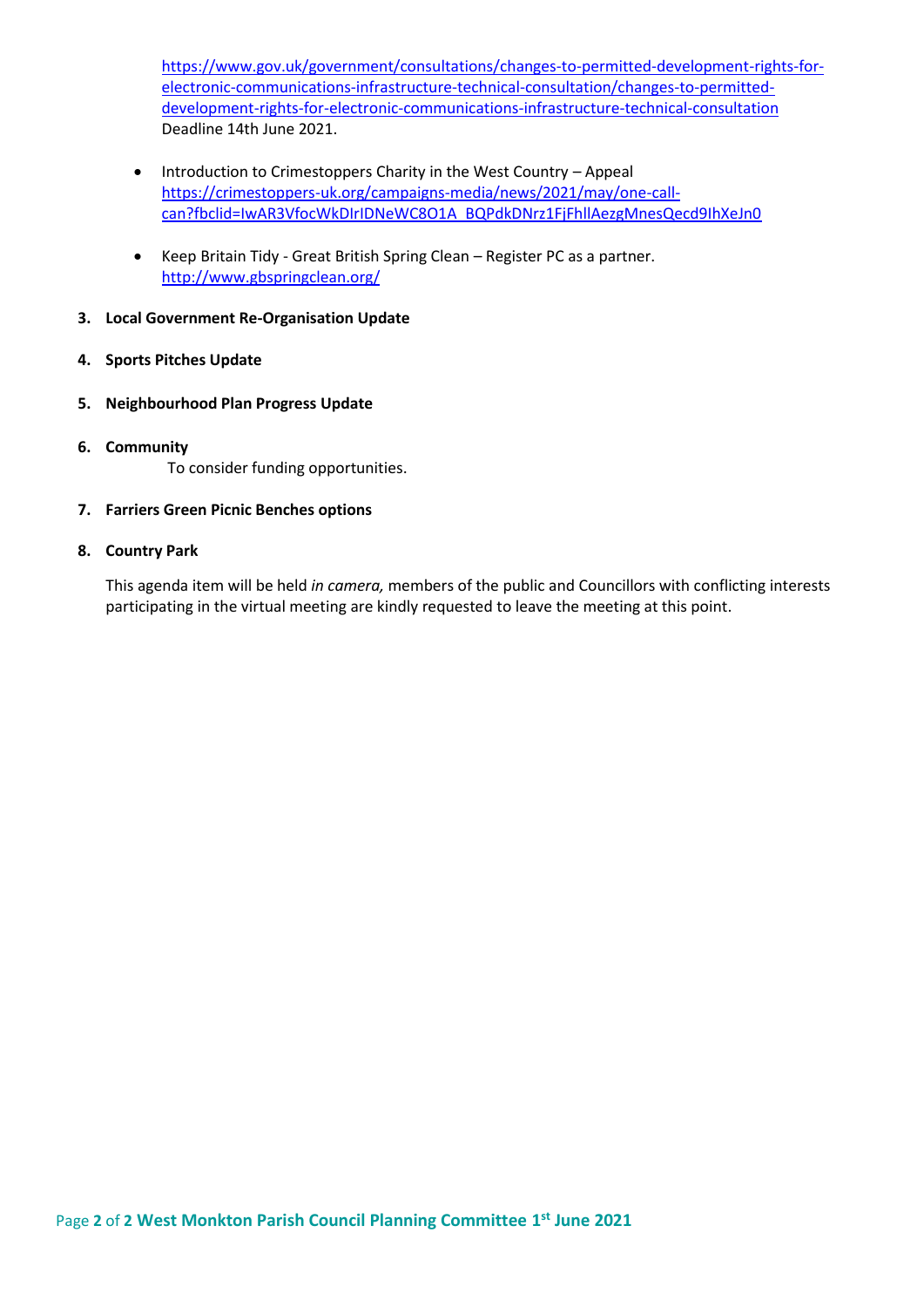https://www.gov.uk/government/consultations/changes-to-permitted-development-rights-for-electronic-communications-infrastructure-technical-consultation/changes-to-permitted-development-rights-for-electronic-communications-infrastructure-technical-consultation
Deadline 14th June 2021.

- Introduction to Crimestoppers Charity in the West Country – Appeal
https://crimestoppers-uk.org/campaigns-media/news/2021/may/one-call-can?fbclid=IwAR3VfocWkDIrIDNeWC8O1A_BQPdkDNrz1FjFhllAezgMnesQecd9IhXeJn0

- Keep Britain Tidy - Great British Spring Clean – Register PC as a partner.
http://www.gbspringclean.org/

**3. Local Government Re-Organisation Update**

**4. Sports Pitches Update**

**5. Neighbourhood Plan Progress Update**

**6. Community**

To consider funding opportunities.

**7. Farriers Green Picnic Benches options**

**8. Country Park**

This agenda item will be held *in camera,* members of the public and Councillors with conflicting interests participating in the virtual meeting are kindly requested to leave the meeting at this point.